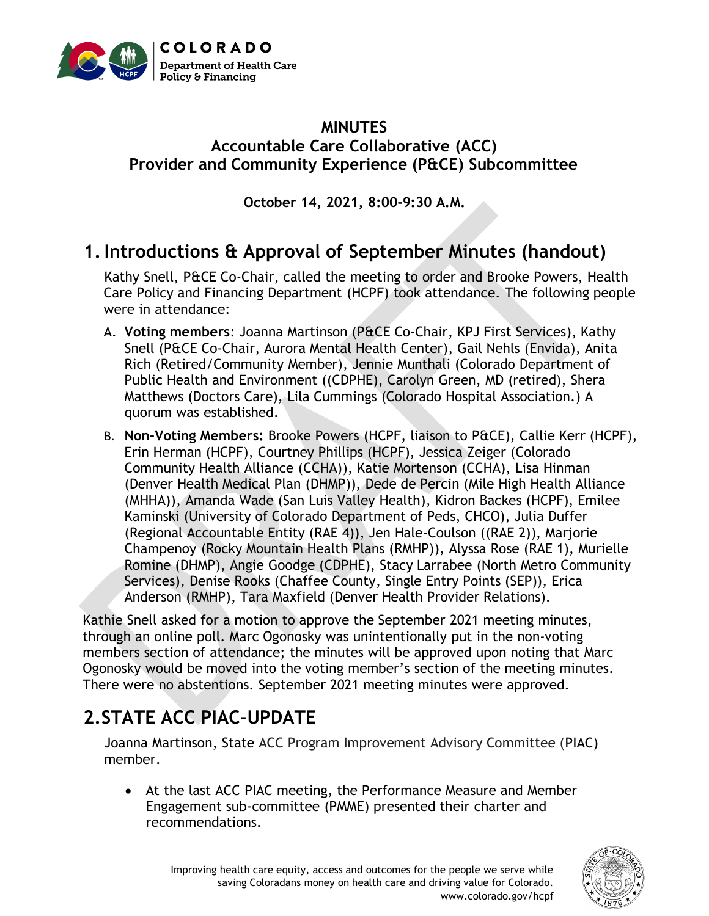# MINUTES
## Accountable Care Collaborative (ACC)
## Provider and Community Experience (P&CE) Subcommittee

**October 14, 2021, 8:00-9:30 A.M.**

## 1. Introductions & Approval of September Minutes (handout)

Kathy Snell, P&CE Co-Chair, called the meeting to order and Brooke Powers, Health Care Policy and Financing Department (HCPF) took attendance. The following people were in attendance:

A. **Voting members**: Joanna Martinson (P&CE Co-Chair, KPJ First Services), Kathy Snell (P&CE Co-Chair, Aurora Mental Health Center), Gail Nehls (Envida), Anita Rich (Retired/Community Member), Jennie Munthali (Colorado Department of Public Health and Environment ((CDPHE), Carolyn Green, MD (retired), Shera Matthews (Doctors Care), Lila Cummings (Colorado Hospital Association.) A quorum was established.

B. **Non-Voting Members:** Brooke Powers (HCPF, liaison to P&CE), Callie Kerr (HCPF), Erin Herman (HCPF), Courtney Phillips (HCPF), Jessica Zeiger (Colorado Community Health Alliance (CCHA)), Katie Mortenson (CCHA), Lisa Hinman (Denver Health Medical Plan (DHMP)), Dede de Percin (Mile High Health Alliance (MHHA)), Amanda Wade (San Luis Valley Health), Kidron Backes (HCPF), Emilee Kaminski (University of Colorado Department of Peds, CHCO), Julia Duffer (Regional Accountable Entity (RAE 4)), Jen Hale-Coulson ((RAE 2)), Marjorie Champenoy (Rocky Mountain Health Plans (RMHP)), Alyssa Rose (RAE 1), Murielle Romine (DHMP), Angie Goodge (CDPHE), Stacy Larrabee (North Metro Community Services), Denise Rooks (Chaffee County, Single Entry Points (SEP)), Erica Anderson (RMHP), Tara Maxfield (Denver Health Provider Relations).

Kathie Snell asked for a motion to approve the September 2021 meeting minutes, through an online poll. Marc Ogonosky was unintentionally put in the non-voting members section of attendance; the minutes will be approved upon noting that Marc Ogonosky would be moved into the voting member's section of the meeting minutes. There were no abstentions. September 2021 meeting minutes were approved.

## 2.STATE ACC PIAC-UPDATE

Joanna Martinson, State ACC Program Improvement Advisory Committee (PIAC) member.

- At the last ACC PIAC meeting, the Performance Measure and Member Engagement sub-committee (PMME) presented their charter and recommendations.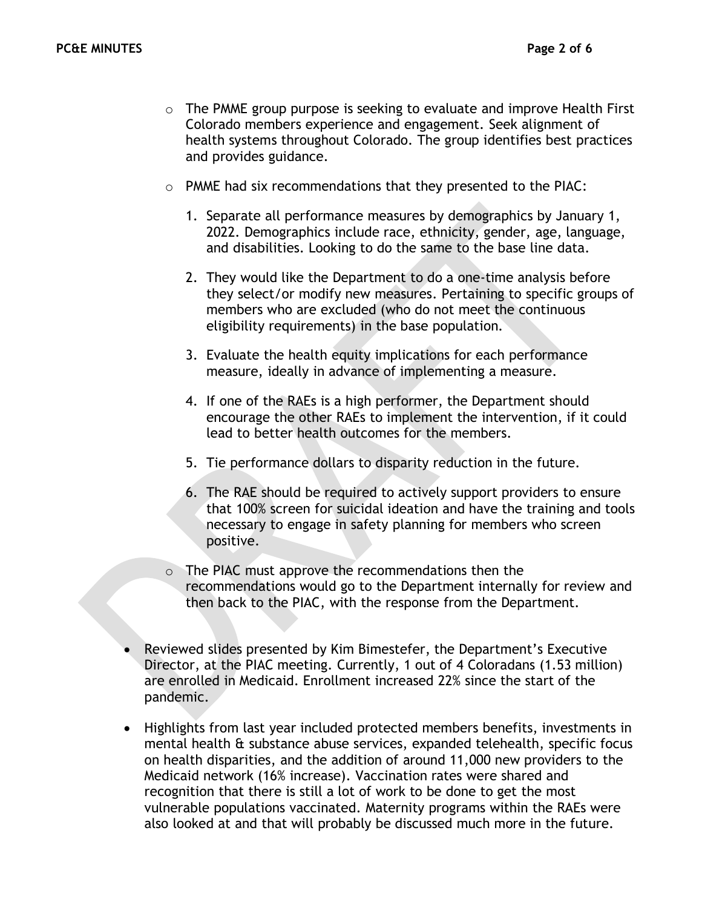- The PMME group purpose is seeking to evaluate and improve Health First Colorado members experience and engagement. Seek alignment of health systems throughout Colorado. The group identifies best practices and provides guidance.
- PMME had six recommendations that they presented to the PIAC:
  1. Separate all performance measures by demographics by January 1, 2022. Demographics include race, ethnicity, gender, age, language, and disabilities. Looking to do the same to the base line data.
  2. They would like the Department to do a one-time analysis before they select/or modify new measures. Pertaining to specific groups of members who are excluded (who do not meet the continuous eligibility requirements) in the base population.
  3. Evaluate the health equity implications for each performance measure, ideally in advance of implementing a measure.
  4. If one of the RAEs is a high performer, the Department should encourage the other RAEs to implement the intervention, if it could lead to better health outcomes for the members.
  5. Tie performance dollars to disparity reduction in the future.
  6. The RAE should be required to actively support providers to ensure that 100% screen for suicidal ideation and have the training and tools necessary to engage in safety planning for members who screen positive.
- The PIAC must approve the recommendations then the recommendations would go to the Department internally for review and then back to the PIAC, with the response from the Department.

- Reviewed slides presented by Kim Bimestefer, the Department's Executive Director, at the PIAC meeting. Currently, 1 out of 4 Coloradans (1.53 million) are enrolled in Medicaid. Enrollment increased 22% since the start of the pandemic.
- Highlights from last year included protected members benefits, investments in mental health & substance abuse services, expanded telehealth, specific focus on health disparities, and the addition of around 11,000 new providers to the Medicaid network (16% increase). Vaccination rates were shared and recognition that there is still a lot of work to be done to get the most vulnerable populations vaccinated. Maternity programs within the RAEs were also looked at and that will probably be discussed much more in the future.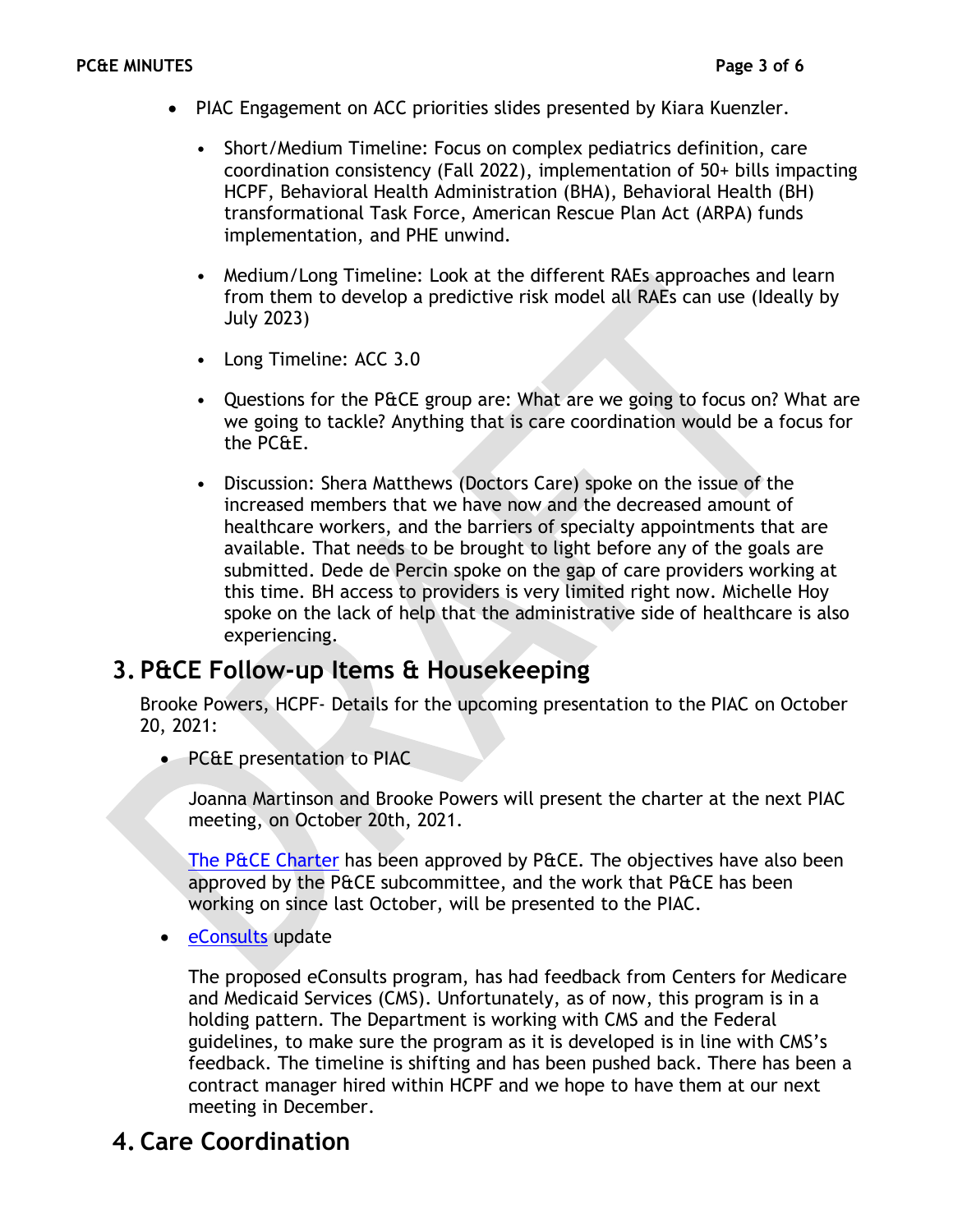- PIAC Engagement on ACC priorities slides presented by Kiara Kuenzler.
  - Short/Medium Timeline: Focus on complex pediatrics definition, care coordination consistency (Fall 2022), implementation of 50+ bills impacting HCPF, Behavioral Health Administration (BHA), Behavioral Health (BH) transformational Task Force, American Rescue Plan Act (ARPA) funds implementation, and PHE unwind.
  - Medium/Long Timeline: Look at the different RAEs approaches and learn from them to develop a predictive risk model all RAEs can use (Ideally by July 2023)
  - Long Timeline: ACC 3.0
  - Questions for the P&CE group are: What are we going to focus on? What are we going to tackle? Anything that is care coordination would be a focus for the PC&E.
  - Discussion: Shera Matthews (Doctors Care) spoke on the issue of the increased members that we have now and the decreased amount of healthcare workers, and the barriers of specialty appointments that are available. That needs to be brought to light before any of the goals are submitted. Dede de Percin spoke on the gap of care providers working at this time. BH access to providers is very limited right now. Michelle Hoy spoke on the lack of help that the administrative side of healthcare is also experiencing.

## 3. P&CE Follow-up Items & Housekeeping

Brooke Powers, HCPF- Details for the upcoming presentation to the PIAC on October 20, 2021:

- PC&E presentation to PIAC

  Joanna Martinson and Brooke Powers will present the charter at the next PIAC meeting, on October 20th, 2021.

  The P&CE Charter has been approved by P&CE. The objectives have also been approved by the P&CE subcommittee, and the work that P&CE has been working on since last October, will be presented to the PIAC.

- eConsults update

  The proposed eConsults program, has had feedback from Centers for Medicare and Medicaid Services (CMS). Unfortunately, as of now, this program is in a holding pattern. The Department is working with CMS and the Federal guidelines, to make sure the program as it is developed is in line with CMS's feedback. The timeline is shifting and has been pushed back. There has been a contract manager hired within HCPF and we hope to have them at our next meeting in December.

## 4. Care Coordination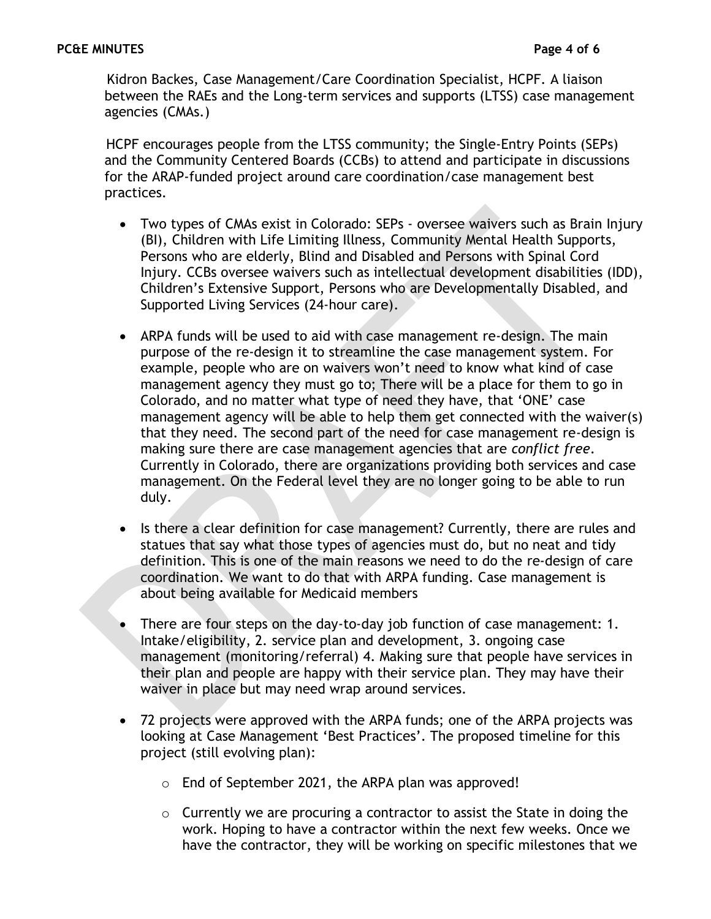Kidron Backes, Case Management/Care Coordination Specialist, HCPF. A liaison between the RAEs and the Long-term services and supports (LTSS) case management agencies (CMAs.)

HCPF encourages people from the LTSS community; the Single-Entry Points (SEPs) and the Community Centered Boards (CCBs) to attend and participate in discussions for the ARAP-funded project around care coordination/case management best practices.

- Two types of CMAs exist in Colorado: SEPs - oversee waivers such as Brain Injury (BI), Children with Life Limiting Illness, Community Mental Health Supports, Persons who are elderly, Blind and Disabled and Persons with Spinal Cord Injury. CCBs oversee waivers such as intellectual development disabilities (IDD), Children's Extensive Support, Persons who are Developmentally Disabled, and Supported Living Services (24-hour care).

- ARPA funds will be used to aid with case management re-design. The main purpose of the re-design it to streamline the case management system. For example, people who are on waivers won't need to know what kind of case management agency they must go to; There will be a place for them to go in Colorado, and no matter what type of need they have, that 'ONE' case management agency will be able to help them get connected with the waiver(s) that they need. The second part of the need for case management re-design is making sure there are case management agencies that are *conflict free*. Currently in Colorado, there are organizations providing both services and case management. On the Federal level they are no longer going to be able to run duly.

- Is there a clear definition for case management? Currently, there are rules and statues that say what those types of agencies must do, but no neat and tidy definition. This is one of the main reasons we need to do the re-design of care coordination. We want to do that with ARPA funding. Case management is about being available for Medicaid members

- There are four steps on the day-to-day job function of case management: 1. Intake/eligibility, 2. service plan and development, 3. ongoing case management (monitoring/referral) 4. Making sure that people have services in their plan and people are happy with their service plan. They may have their waiver in place but may need wrap around services.

- 72 projects were approved with the ARPA funds; one of the ARPA projects was looking at Case Management 'Best Practices'. The proposed timeline for this project (still evolving plan):

  - End of September 2021, the ARPA plan was approved!

  - Currently we are procuring a contractor to assist the State in doing the work. Hoping to have a contractor within the next few weeks. Once we have the contractor, they will be working on specific milestones that we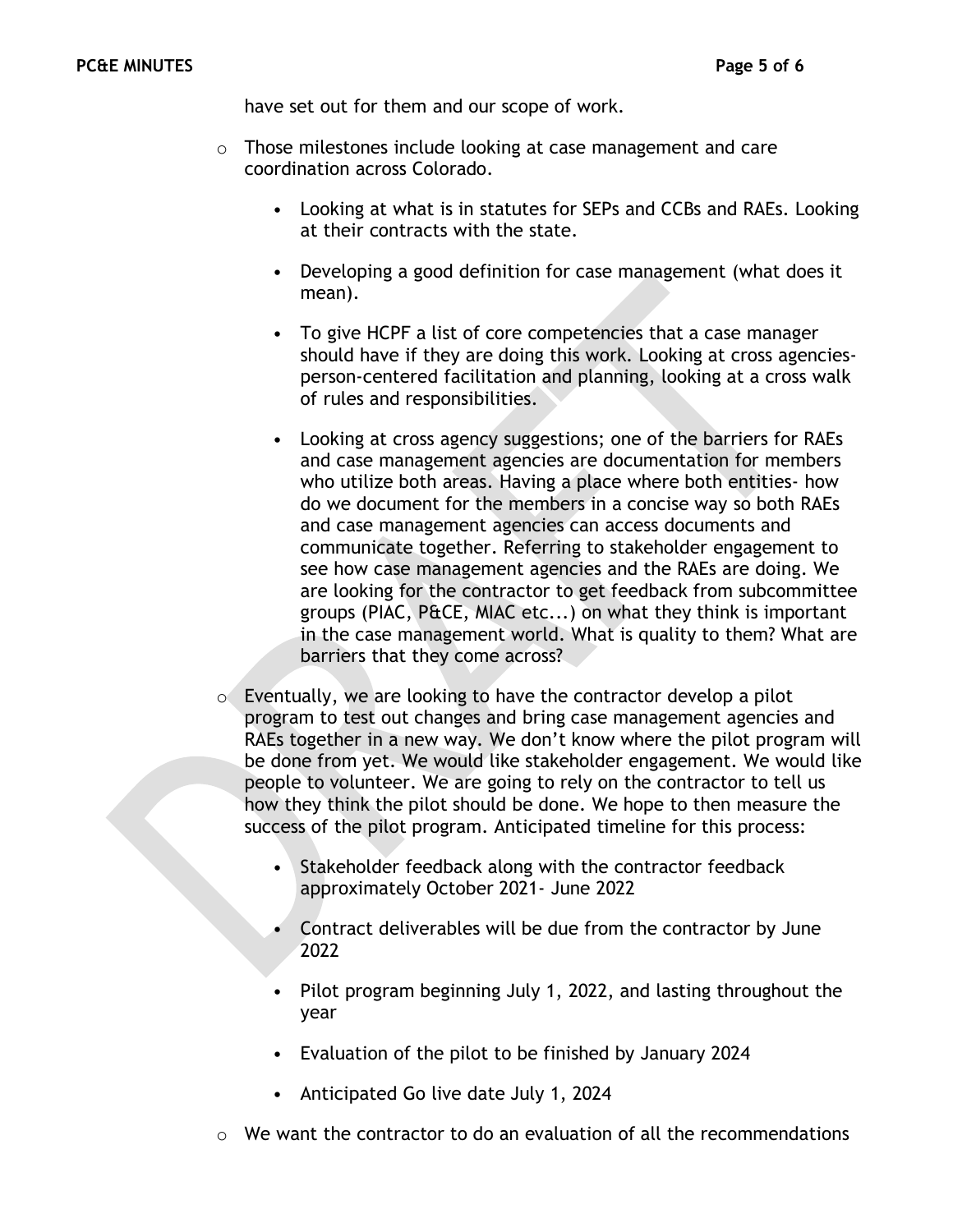have set out for them and our scope of work.

- Those milestones include looking at case management and care coordination across Colorado.
    - Looking at what is in statutes for SEPs and CCBs and RAEs. Looking at their contracts with the state.
    - Developing a good definition for case management (what does it mean).
    - To give HCPF a list of core competencies that a case manager should have if they are doing this work. Looking at cross agencies- person-centered facilitation and planning, looking at a cross walk of rules and responsibilities.
    - Looking at cross agency suggestions; one of the barriers for RAEs and case management agencies are documentation for members who utilize both areas. Having a place where both entities- how do we document for the members in a concise way so both RAEs and case management agencies can access documents and communicate together. Referring to stakeholder engagement to see how case management agencies and the RAEs are doing. We are looking for the contractor to get feedback from subcommittee groups (PIAC, P&CE, MIAC etc...) on what they think is important in the case management world. What is quality to them? What are barriers that they come across?
- Eventually, we are looking to have the contractor develop a pilot program to test out changes and bring case management agencies and RAEs together in a new way. We don't know where the pilot program will be done from yet. We would like stakeholder engagement. We would like people to volunteer. We are going to rely on the contractor to tell us how they think the pilot should be done. We hope to then measure the success of the pilot program. Anticipated timeline for this process:
    - Stakeholder feedback along with the contractor feedback approximately October 2021- June 2022
    - Contract deliverables will be due from the contractor by June 2022
    - Pilot program beginning July 1, 2022, and lasting throughout the year
    - Evaluation of the pilot to be finished by January 2024
    - Anticipated Go live date July 1, 2024
- We want the contractor to do an evaluation of all the recommendations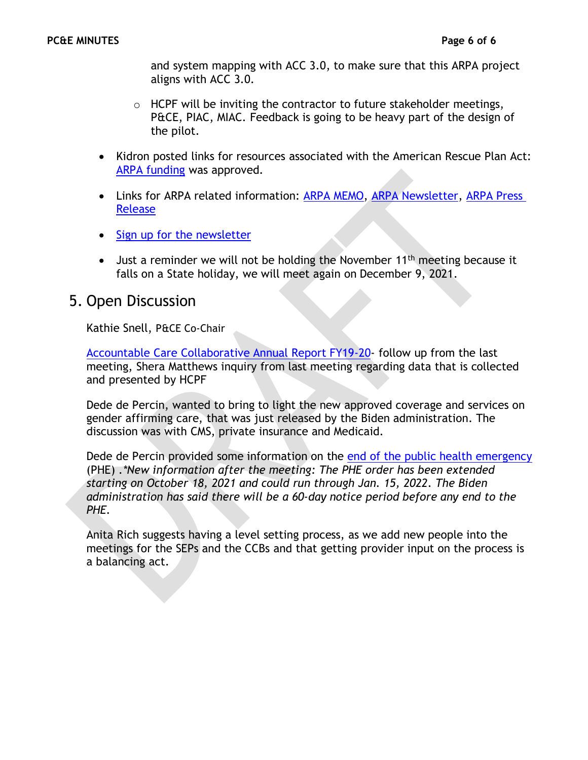and system mapping with ACC 3.0, to make sure that this ARPA project aligns with ACC 3.0.

   - HCPF will be inviting the contractor to future stakeholder meetings, P&CE, PIAC, MIAC. Feedback is going to be heavy part of the design of the pilot.

- Kidron posted links for resources associated with the American Rescue Plan Act: ARPA funding was approved.
- Links for ARPA related information: ARPA MEMO, ARPA Newsletter, ARPA Press Release
- Sign up for the newsletter
- Just a reminder we will not be holding the November 11th meeting because it falls on a State holiday, we will meet again on December 9, 2021.

## 5. Open Discussion

Kathie Snell, P&CE Co-Chair

Accountable Care Collaborative Annual Report FY19-20- follow up from the last meeting, Shera Matthews inquiry from last meeting regarding data that is collected and presented by HCPF

Dede de Percin, wanted to bring to light the new approved coverage and services on gender affirming care, that was just released by the Biden administration. The discussion was with CMS, private insurance and Medicaid.

Dede de Percin provided some information on the end of the public health emergency (PHE) .**New information after the meeting: The PHE order has been extended starting on October 18, 2021 and could run through Jan. 15, 2022. The Biden administration has said there will be a 60-day notice period before any end to the PHE.*

Anita Rich suggests having a level setting process, as we add new people into the meetings for the SEPs and the CCBs and that getting provider input on the process is a balancing act.